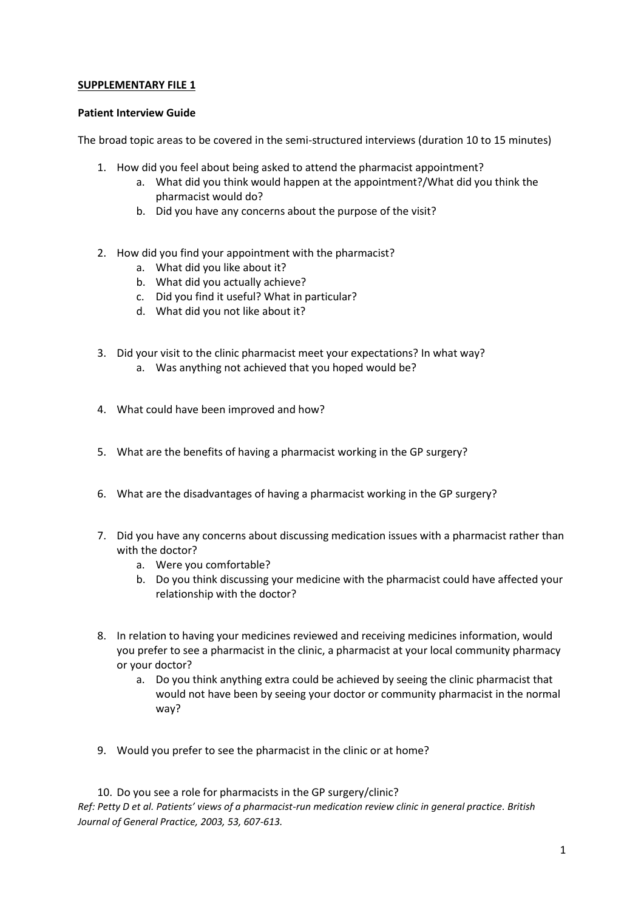**SUPPLEMENTARY FILE 1**

**Patient Interview Guide**

The broad topic areas to be covered in the semi-structured interviews (duration 10 to 15 minutes)

1. How did you feel about being asked to attend the pharmacist appointment?
   a. What did you think would happen at the appointment?/What did you think the pharmacist would do?
   b. Did you have any concerns about the purpose of the visit?

2. How did you find your appointment with the pharmacist?
   a. What did you like about it?
   b. What did you actually achieve?
   c. Did you find it useful? What in particular?
   d. What did you not like about it?

3. Did your visit to the clinic pharmacist meet your expectations? In what way?
   a. Was anything not achieved that you hoped would be?

4. What could have been improved and how?

5. What are the benefits of having a pharmacist working in the GP surgery?

6. What are the disadvantages of having a pharmacist working in the GP surgery?

7. Did you have any concerns about discussing medication issues with a pharmacist rather than with the doctor?
   a. Were you comfortable?
   b. Do you think discussing your medicine with the pharmacist could have affected your relationship with the doctor?

8. In relation to having your medicines reviewed and receiving medicines information, would you prefer to see a pharmacist in the clinic, a pharmacist at your local community pharmacy or your doctor?
   a. Do you think anything extra could be achieved by seeing the clinic pharmacist that would not have been by seeing your doctor or community pharmacist in the normal way?

9. Would you prefer to see the pharmacist in the clinic or at home?

10. Do you see a role for pharmacists in the GP surgery/clinic?

*Ref: Petty D et al. Patients' views of a pharmacist-run medication review clinic in general practice. British Journal of General Practice, 2003, 53, 607-613.*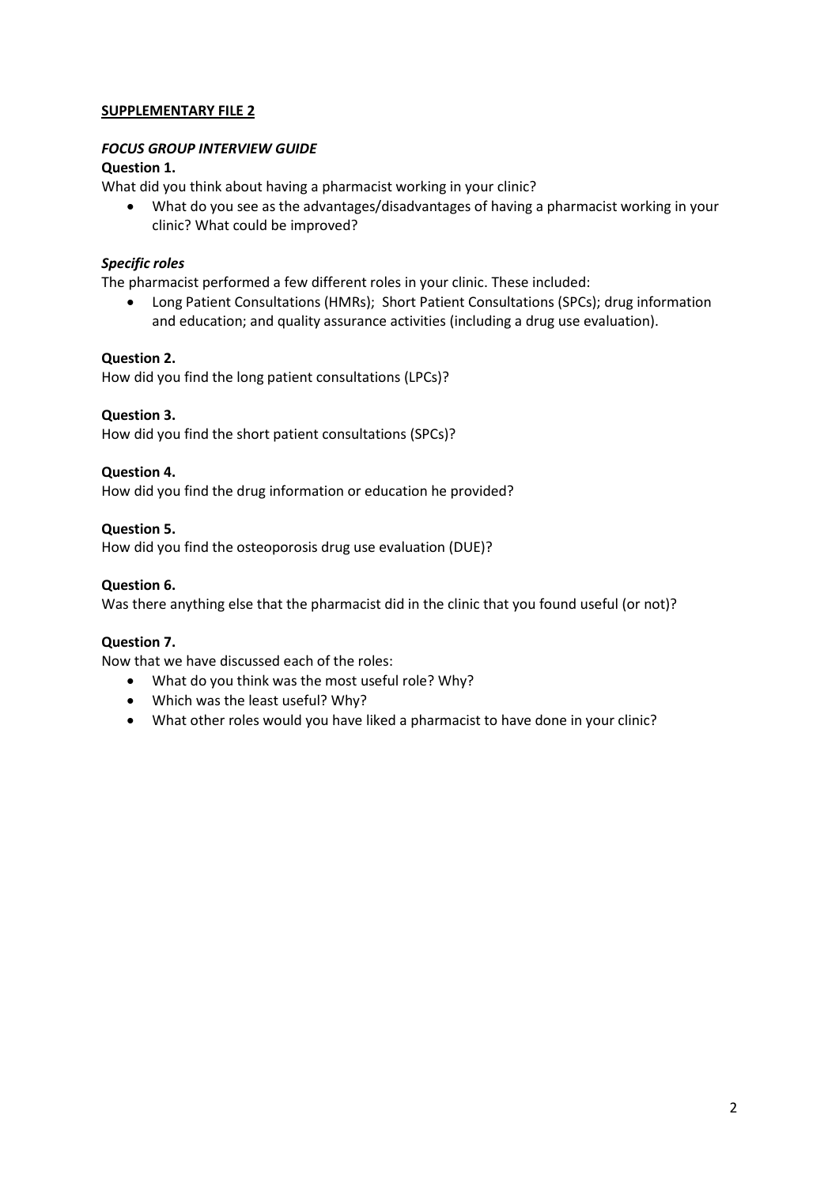**SUPPLEMENTARY FILE 2**

***FOCUS GROUP INTERVIEW GUIDE***

**Question 1.**

What did you think about having a pharmacist working in your clinic?

- What do you see as the advantages/disadvantages of having a pharmacist working in your clinic? What could be improved?

***Specific roles***

The pharmacist performed a few different roles in your clinic. These included:

- Long Patient Consultations (HMRs); Short Patient Consultations (SPCs); drug information and education; and quality assurance activities (including a drug use evaluation).

**Question 2.**

How did you find the long patient consultations (LPCs)?

**Question 3.**

How did you find the short patient consultations (SPCs)?

**Question 4.**

How did you find the drug information or education he provided?

**Question 5.**

How did you find the osteoporosis drug use evaluation (DUE)?

**Question 6.**

Was there anything else that the pharmacist did in the clinic that you found useful (or not)?

**Question 7.**

Now that we have discussed each of the roles:

- What do you think was the most useful role? Why?
- Which was the least useful? Why?
- What other roles would you have liked a pharmacist to have done in your clinic?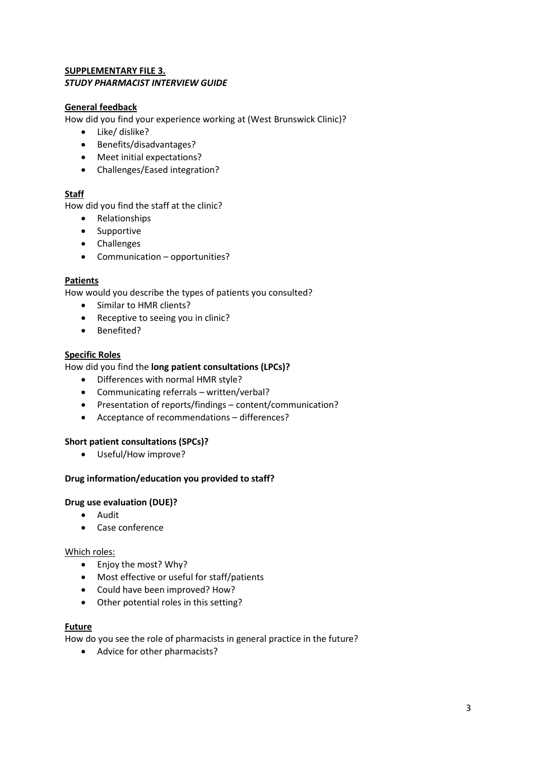**SUPPLEMENTARY FILE 3.**
***STUDY PHARMACIST INTERVIEW GUIDE***

**General feedback**

How did you find your experience working at (West Brunswick Clinic)?

- Like/ dislike?
- Benefits/disadvantages?
- Meet initial expectations?
- Challenges/Eased integration?

**Staff**

How did you find the staff at the clinic?

- Relationships
- Supportive
- Challenges
- Communication – opportunities?

**Patients**

How would you describe the types of patients you consulted?

- Similar to HMR clients?
- Receptive to seeing you in clinic?
- Benefited?

**Specific Roles**

How did you find the **long patient consultations (LPCs)?**

- Differences with normal HMR style?
- Communicating referrals – written/verbal?
- Presentation of reports/findings – content/communication?
- Acceptance of recommendations – differences?

**Short patient consultations (SPCs)?**

- Useful/How improve?

**Drug information/education you provided to staff?**

**Drug use evaluation (DUE)?**

- Audit
- Case conference

Which roles:

- Enjoy the most? Why?
- Most effective or useful for staff/patients
- Could have been improved? How?
- Other potential roles in this setting?

**Future**

How do you see the role of pharmacists in general practice in the future?

- Advice for other pharmacists?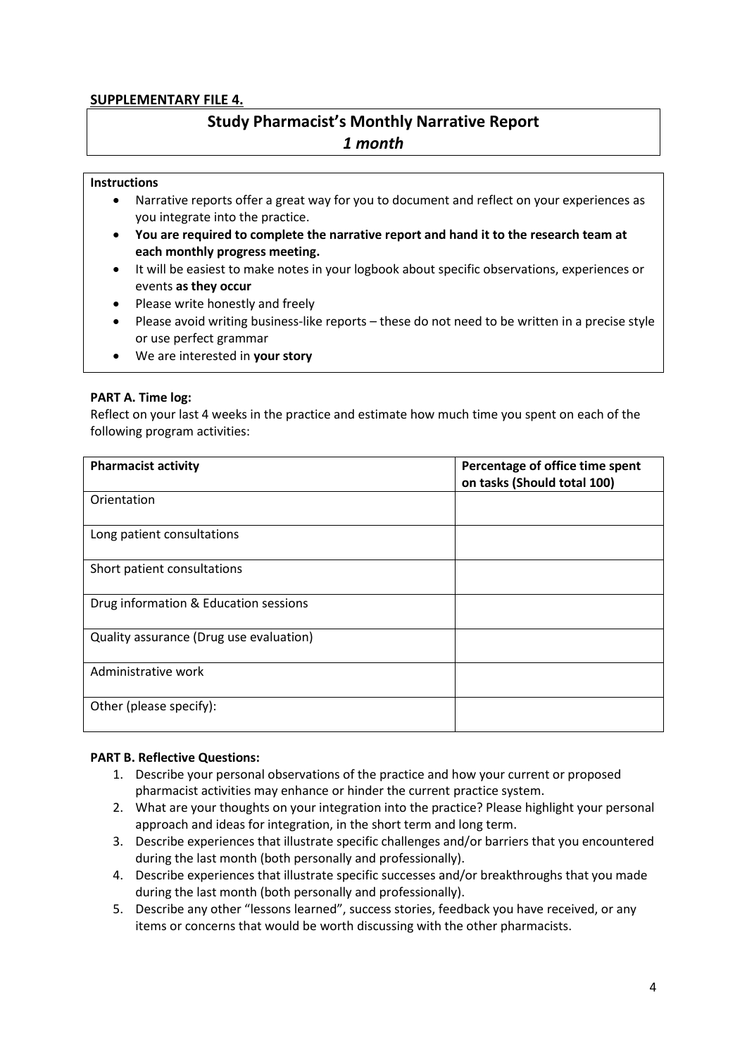**SUPPLEMENTARY FILE 4.**

# Study Pharmacist's Monthly Narrative Report
## *1 month*

**Instructions**

- Narrative reports offer a great way for you to document and reflect on your experiences as you integrate into the practice.
- **You are required to complete the narrative report and hand it to the research team at each monthly progress meeting.**
- It will be easiest to make notes in your logbook about specific observations, experiences or events **as they occur**
- Please write honestly and freely
- Please avoid writing business-like reports – these do not need to be written in a precise style or use perfect grammar
- We are interested in **your story**

**PART A. Time log:**

Reflect on your last 4 weeks in the practice and estimate how much time you spent on each of the following program activities:

| Pharmacist activity | Percentage of office time spent on tasks (Should total 100) |
|---|---|
| Orientation | |
| Long patient consultations | |
| Short patient consultations | |
| Drug information & Education sessions | |
| Quality assurance (Drug use evaluation) | |
| Administrative work | |
| Other (please specify): | |

**PART B. Reflective Questions:**

1. Describe your personal observations of the practice and how your current or proposed pharmacist activities may enhance or hinder the current practice system.
2. What are your thoughts on your integration into the practice? Please highlight your personal approach and ideas for integration, in the short term and long term.
3. Describe experiences that illustrate specific challenges and/or barriers that you encountered during the last month (both personally and professionally).
4. Describe experiences that illustrate specific successes and/or breakthroughs that you made during the last month (both personally and professionally).
5. Describe any other "lessons learned", success stories, feedback you have received, or any items or concerns that would be worth discussing with the other pharmacists.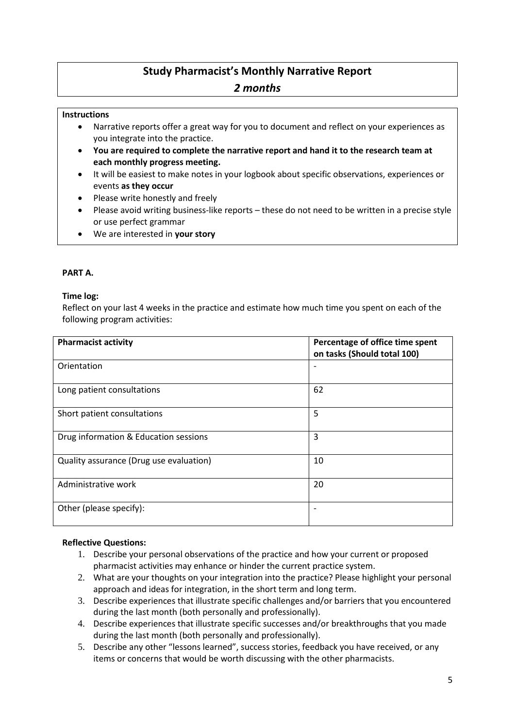# Study Pharmacist's Monthly Narrative Report

*2 months*

**Instructions**

- Narrative reports offer a great way for you to document and reflect on your experiences as you integrate into the practice.
- **You are required to complete the narrative report and hand it to the research team at each monthly progress meeting.**
- It will be easiest to make notes in your logbook about specific observations, experiences or events **as they occur**
- Please write honestly and freely
- Please avoid writing business-like reports – these do not need to be written in a precise style or use perfect grammar
- We are interested in **your story**

**PART A.**

**Time log:**

Reflect on your last 4 weeks in the practice and estimate how much time you spent on each of the following program activities:

| Pharmacist activity | Percentage of office time spent on tasks (Should total 100) |
|---|---|
| Orientation | - |
| Long patient consultations | 62 |
| Short patient consultations | 5 |
| Drug information & Education sessions | 3 |
| Quality assurance (Drug use evaluation) | 10 |
| Administrative work | 20 |
| Other (please specify): | - |

**Reflective Questions:**

1. Describe your personal observations of the practice and how your current or proposed pharmacist activities may enhance or hinder the current practice system.
2. What are your thoughts on your integration into the practice? Please highlight your personal approach and ideas for integration, in the short term and long term.
3. Describe experiences that illustrate specific challenges and/or barriers that you encountered during the last month (both personally and professionally).
4. Describe experiences that illustrate specific successes and/or breakthroughs that you made during the last month (both personally and professionally).
5. Describe any other "lessons learned", success stories, feedback you have received, or any items or concerns that would be worth discussing with the other pharmacists.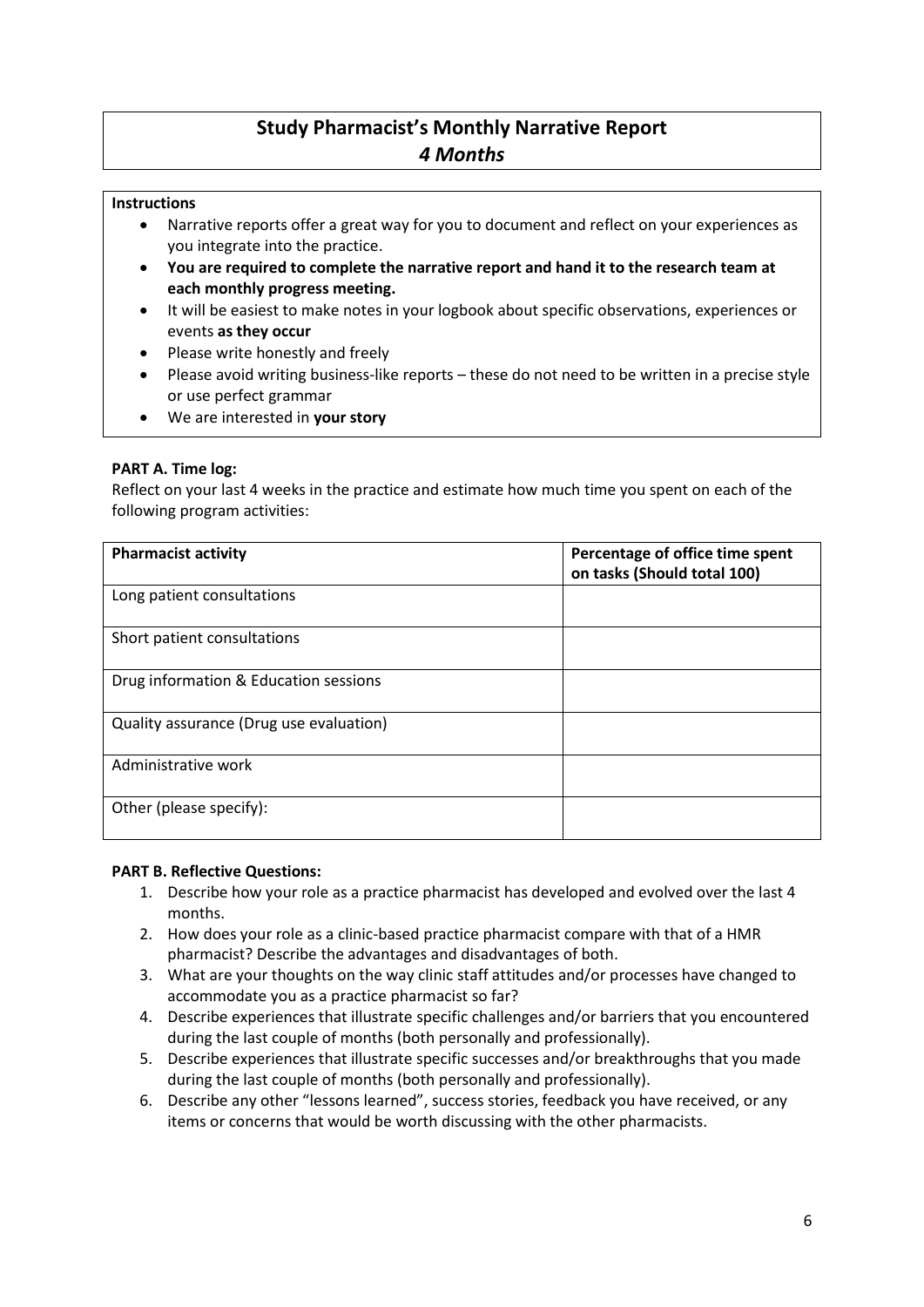# Study Pharmacist's Monthly Narrative Report
## *4 Months*

**Instructions**

- Narrative reports offer a great way for you to document and reflect on your experiences as you integrate into the practice.
- **You are required to complete the narrative report and hand it to the research team at each monthly progress meeting.**
- It will be easiest to make notes in your logbook about specific observations, experiences or events **as they occur**
- Please write honestly and freely
- Please avoid writing business-like reports – these do not need to be written in a precise style or use perfect grammar
- We are interested in **your story**

**PART A. Time log:**

Reflect on your last 4 weeks in the practice and estimate how much time you spent on each of the following program activities:

| **Pharmacist activity** | **Percentage of office time spent on tasks (Should total 100)** |
| --- | --- |
| Long patient consultations | |
| Short patient consultations | |
| Drug information & Education sessions | |
| Quality assurance (Drug use evaluation) | |
| Administrative work | |
| Other (please specify): | |

**PART B. Reflective Questions:**

1. Describe how your role as a practice pharmacist has developed and evolved over the last 4 months.
2. How does your role as a clinic-based practice pharmacist compare with that of a HMR pharmacist? Describe the advantages and disadvantages of both.
3. What are your thoughts on the way clinic staff attitudes and/or processes have changed to accommodate you as a practice pharmacist so far?
4. Describe experiences that illustrate specific challenges and/or barriers that you encountered during the last couple of months (both personally and professionally).
5. Describe experiences that illustrate specific successes and/or breakthroughs that you made during the last couple of months (both personally and professionally).
6. Describe any other "lessons learned", success stories, feedback you have received, or any items or concerns that would be worth discussing with the other pharmacists.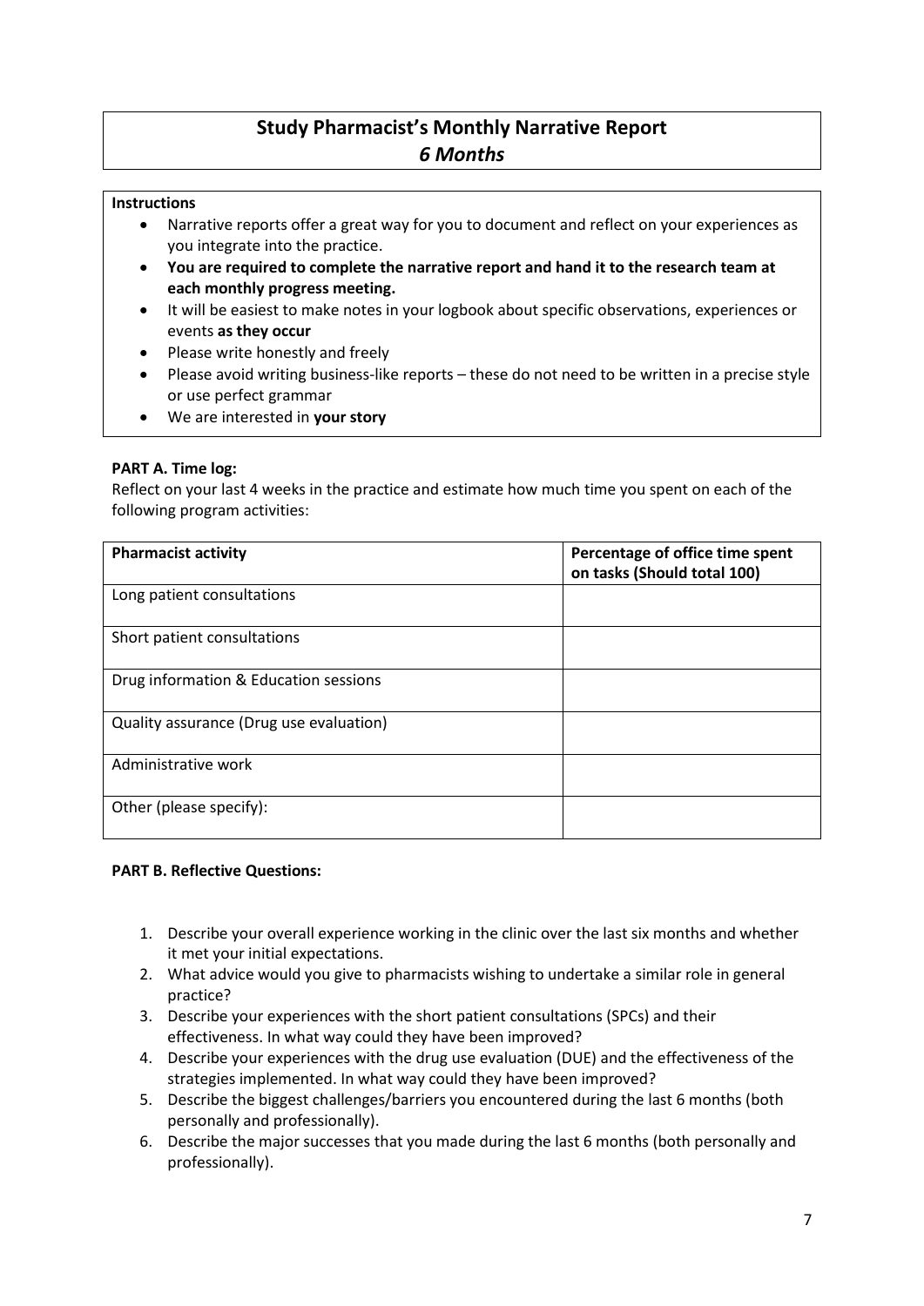# Study Pharmacist's Monthly Narrative Report
## *6 Months*

**Instructions**

- Narrative reports offer a great way for you to document and reflect on your experiences as you integrate into the practice.
- **You are required to complete the narrative report and hand it to the research team at each monthly progress meeting.**
- It will be easiest to make notes in your logbook about specific observations, experiences or events **as they occur**
- Please write honestly and freely
- Please avoid writing business-like reports – these do not need to be written in a precise style or use perfect grammar
- We are interested in **your story**

**PART A. Time log:**

Reflect on your last 4 weeks in the practice and estimate how much time you spent on each of the following program activities:

| **Pharmacist activity** | **Percentage of office time spent on tasks (Should total 100)** |
|---|---|
| Long patient consultations | |
| Short patient consultations | |
| Drug information & Education sessions | |
| Quality assurance (Drug use evaluation) | |
| Administrative work | |
| Other (please specify): | |

**PART B. Reflective Questions:**

1. Describe your overall experience working in the clinic over the last six months and whether it met your initial expectations.
2. What advice would you give to pharmacists wishing to undertake a similar role in general practice?
3. Describe your experiences with the short patient consultations (SPCs) and their effectiveness. In what way could they have been improved?
4. Describe your experiences with the drug use evaluation (DUE) and the effectiveness of the strategies implemented. In what way could they have been improved?
5. Describe the biggest challenges/barriers you encountered during the last 6 months (both personally and professionally).
6. Describe the major successes that you made during the last 6 months (both personally and professionally).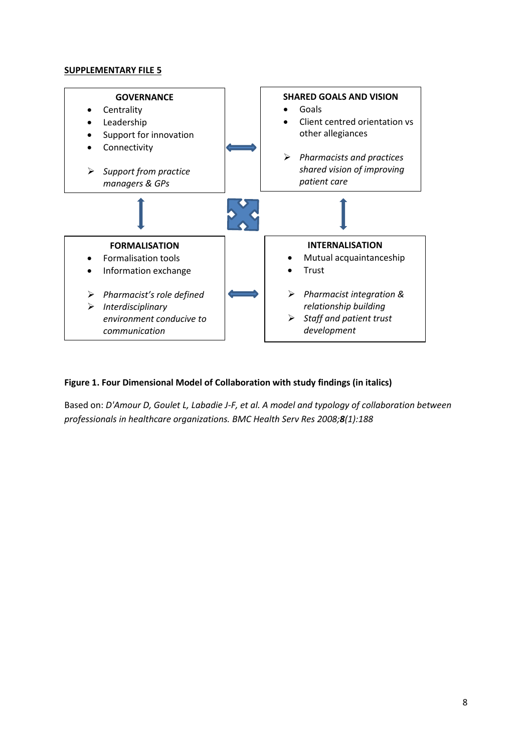**SUPPLEMENTARY FILE 5**

**GOVERNANCE**

- Centrality
- Leadership
- Support for innovation
- Connectivity

- *Support from practice managers & GPs*

**SHARED GOALS AND VISION**

- Goals
- Client centred orientation vs other allegiances

- *Pharmacists and practices shared vision of improving patient care*

**FORMALISATION**

- Formalisation tools
- Information exchange

- *Pharmacist's role defined*
- *Interdisciplinary environment conducive to communication*

**INTERNALISATION**

- Mutual acquaintanceship
- Trust

- *Pharmacist integration & relationship building*
- *Staff and patient trust development*

**Figure 1. Four Dimensional Model of Collaboration with study findings (in italics)**

Based on: *D'Amour D, Goulet L, Labadie J-F, et al. A model and typology of collaboration between professionals in healthcare organizations. BMC Health Serv Res 2008;**8**(1):188*